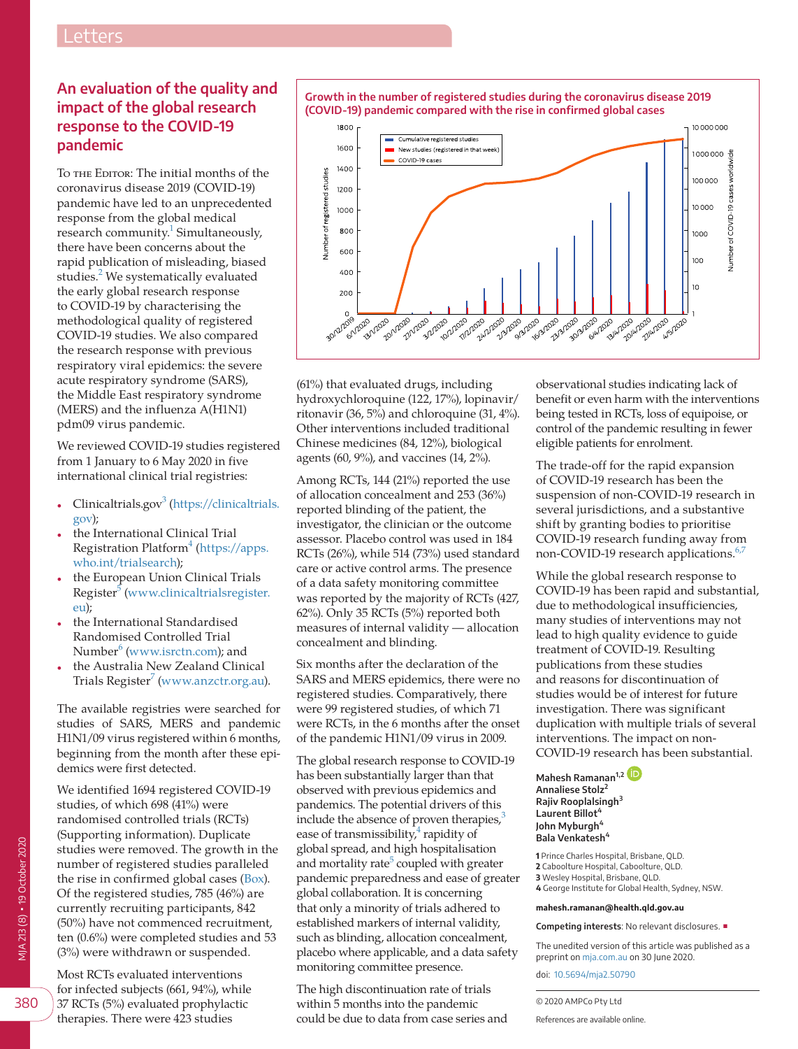Letters

# An evaluation of the quality and impact of the global research response to the COVID-19 pandemic

To the Editor: The initial months of the coronavirus disease 2019 (COVID-19) pandemic have led to an unprecedented response from the global medical research community.[1] Simultaneously, there have been concerns about the rapid publication of misleading, biased studies.[2] We systematically evaluated the early global research response to COVID-19 by characterising the methodological quality of registered COVID-19 studies. We also compared the research response with previous respiratory viral epidemics: the severe acute respiratory syndrome (SARS), the Middle East respiratory syndrome (MERS) and the influenza A(H1N1) pdm09 virus pandemic.

We reviewed COVID-19 studies registered from 1 January to 6 May 2020 in five international clinical trial registries:

- Clinicaltrials.gov[3] (https://clinicaltrials.gov);
- the International Clinical Trial Registration Platform[4] (https://apps.who.int/trialsearch);
- the European Union Clinical Trials Register[5] (www.clinicaltrialsregister.eu);
- the International Standardised Randomised Controlled Trial Number[6] (www.isrctn.com); and
- the Australia New Zealand Clinical Trials Register[7] (www.anzctr.org.au).

The available registries were searched for studies of SARS, MERS and pandemic H1N1/09 virus registered within 6 months, beginning from the month after these epidemics were first detected.

We identified 1694 registered COVID-19 studies, of which 698 (41%) were randomised controlled trials (RCTs) (Supporting information). Duplicate studies were removed. The growth in the number of registered studies paralleled the rise in confirmed global cases (Box). Of the registered studies, 785 (46%) are currently recruiting participants, 842 (50%) have not commenced recruitment, ten (0.6%) were completed studies and 53 (3%) were withdrawn or suspended.

Most RCTs evaluated interventions for infected subjects (661, 94%), while 37 RCTs (5%) evaluated prophylactic therapies. There were 423 studies (61%) that evaluated drugs, including hydroxychloroquine (122, 17%), lopinavir/ritonavir (36, 5%) and chloroquine (31, 4%). Other interventions included traditional Chinese medicines (84, 12%), biological agents (60, 9%), and vaccines (14, 2%).

Among RCTs, 144 (21%) reported the use of allocation concealment and 253 (36%) reported blinding of the patient, the investigator, the clinician or the outcome assessor. Placebo control was used in 184 RCTs (26%), while 514 (73%) used standard care or active control arms. The presence of a data safety monitoring committee was reported by the majority of RCTs (427, 62%). Only 35 RCTs (5%) reported both measures of internal validity — allocation concealment and blinding.

Six months after the declaration of the SARS and MERS epidemics, there were no registered studies. Comparatively, there were 99 registered studies, of which 71 were RCTs, in the 6 months after the onset of the pandemic H1N1/09 virus in 2009.

The global research response to COVID-19 has been substantially larger than that observed with previous epidemics and pandemics. The potential drivers of this include the absence of proven therapies,[3] ease of transmissibility,[4] rapidity of global spread, and high hospitalisation and mortality rate[5] coupled with greater pandemic preparedness and ease of greater global collaboration. It is concerning that only a minority of trials adhered to established markers of internal validity, such as blinding, allocation concealment, placebo where applicable, and a data safety monitoring committee presence.

The high discontinuation rate of trials within 5 months into the pandemic could be due to data from case series and observational studies indicating lack of benefit or even harm with the interventions being tested in RCTs, loss of equipoise, or control of the pandemic resulting in fewer eligible patients for enrolment.

The trade-off for the rapid expansion of COVID-19 research has been the suspension of non-COVID-19 research in several jurisdictions, and a substantive shift by granting bodies to prioritise COVID-19 research funding away from non-COVID-19 research applications.[6,7]

While the global research response to COVID-19 has been rapid and substantial, due to methodological insufficiencies, many studies of interventions may not lead to high quality evidence to guide treatment of COVID-19. Resulting publications from these studies and reasons for discontinuation of studies would be of interest for future investigation. There was significant duplication with multiple trials of several interventions. The impact on non-COVID-19 research has been substantial.

**Growth in the number of registered studies during the coronavirus disease 2019 (COVID-19) pandemic compared with the rise in confirmed global cases**

**Mahesh Ramanan**[1,2]
**Annaliese Stolz**[2]
**Rajiv Rooplalsingh**[3]
**Laurent Billot**[4]
**John Myburgh**[4]
**Bala Venkatesh**[4]

1 Prince Charles Hospital, Brisbane, QLD.
2 Caboolture Hospital, Caboolture, QLD.
3 Wesley Hospital, Brisbane, QLD.
4 George Institute for Global Health, Sydney, NSW.

**mahesh.ramanan@health.qld.gov.au**

**Competing interests**: No relevant disclosures. ■

The unedited version of this article was published as a preprint on mja.com.au on 30 June 2020.

doi: 10.5694/mja2.50790

© 2020 AMPCo Pty Ltd

References are available online.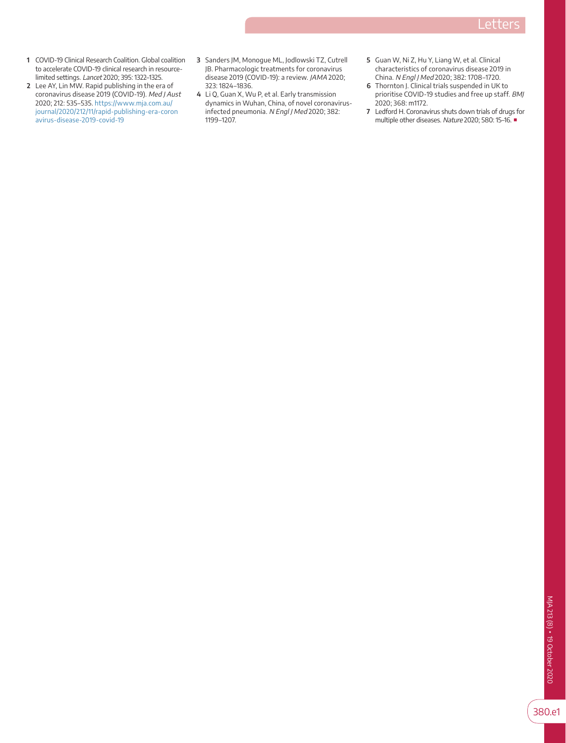1 COVID-19 Clinical Research Coalition. Global coalition to accelerate COVID-19 clinical research in resource-limited settings. *Lancet* 2020; 395: 1322–1325.
2 Lee AY, Lin MW. Rapid publishing in the era of coronavirus disease 2019 (COVID-19). *Med J Aust* 2020; 212: 535–535. https://www.mja.com.au/journal/2020/212/11/rapid-publishing-era-coronavirus-disease-2019-covid-19
3 Sanders JM, Monogue ML, Jodlowski TZ, Cutrell JB. Pharmacologic treatments for coronavirus disease 2019 (COVID-19): a review. *JAMA* 2020; 323: 1824–1836.
4 Li Q, Guan X, Wu P, et al. Early transmission dynamics in Wuhan, China, of novel coronavirus-infected pneumonia. *N Engl J Med* 2020; 382: 1199–1207.
5 Guan W, Ni Z, Hu Y, Liang W, et al. Clinical characteristics of coronavirus disease 2019 in China. *N Engl J Med* 2020; 382: 1708–1720.
6 Thornton J. Clinical trials suspended in UK to prioritise COVID-19 studies and free up staff. *BMJ* 2020; 368: m1172.
7 Ledford H. Coronavirus shuts down trials of drugs for multiple other diseases. *Nature* 2020; 580: 15–16. ■